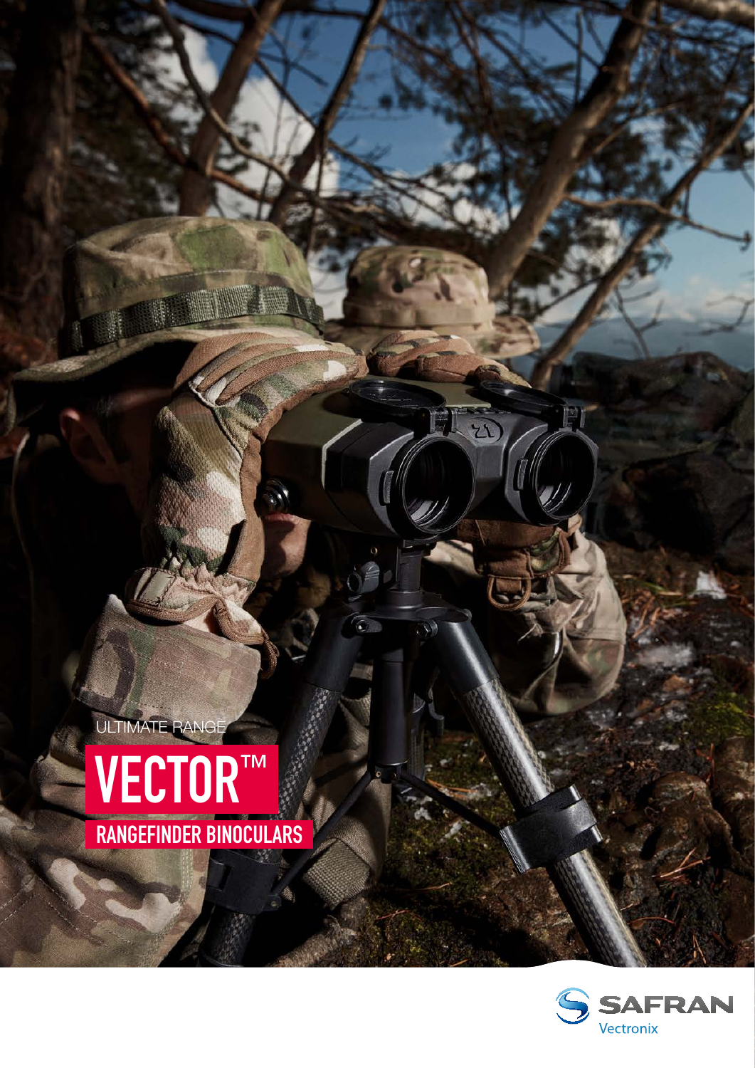ULTIMATE RANGE

# VECTOR™

## RANGEFINDER BINOCULARS

SAFRAN
Vectronix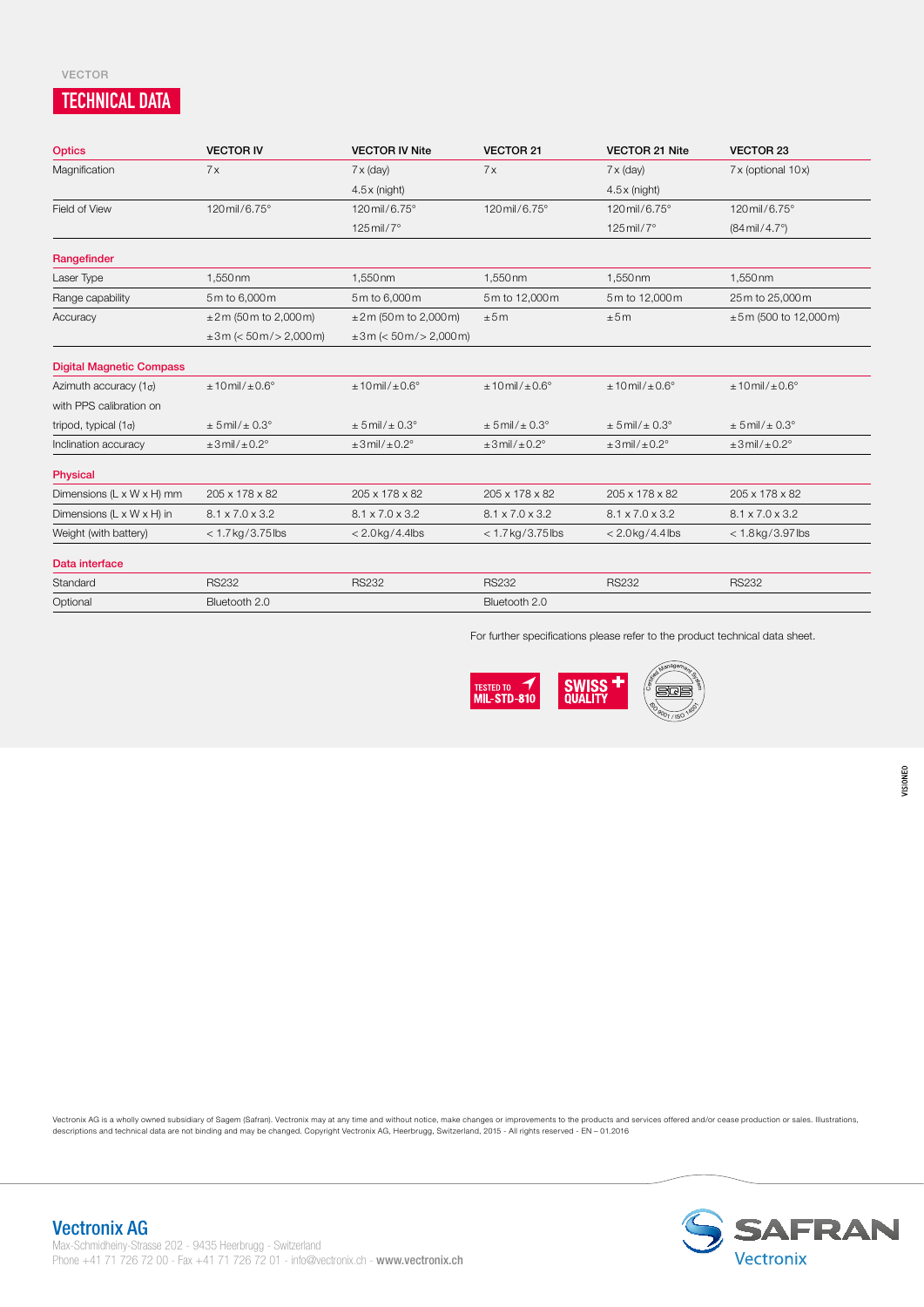VECTOR

# TECHNICAL DATA

| Optics | VECTOR IV | VECTOR IV Nite | VECTOR 21 | VECTOR 21 Nite | VECTOR 23 |
|---|---|---|---|---|---|
| Magnification | 7x | 7x (day)<br>4.5x (night) | 7x | 7x (day)<br>4.5x (night) | 7x (optional 10x) |
| Field of View | 120mil/6.75° | 120mil/6.75°<br>125mil/7° | 120mil/6.75° | 120mil/6.75°<br>125mil/7° | 120mil/6.75°<br>(84mil/4.7°) |
| **Rangefinder** | | | | | |
| Laser Type | 1,550nm | 1,550nm | 1,550nm | 1,550nm | 1,550nm |
| Range capability | 5m to 6,000m | 5m to 6,000m | 5m to 12,000m | 5m to 12,000m | 25m to 25,000m |
| Accuracy | ±2m (50m to 2,000m)<br>±3m (< 50m/> 2,000m) | ±2m (50m to 2,000m)<br>±3m (< 50m/> 2,000m) | ±5m | ±5m | ±5m (500 to 12,000m) |
| **Digital Magnetic Compass** | | | | | |
| Azimuth accuracy (1σ) | ±10mil/±0.6° | ±10mil/±0.6° | ±10mil/±0.6° | ±10mil/±0.6° | ±10mil/±0.6° |
| with PPS calibration on tripod, typical (1σ) | ± 5mil/± 0.3° | ± 5mil/± 0.3° | ± 5mil/± 0.3° | ± 5mil/± 0.3° | ± 5mil/± 0.3° |
| Inclination accuracy | ±3mil/±0.2° | ±3mil/±0.2° | ±3mil/±0.2° | ±3mil/±0.2° | ±3mil/±0.2° |
| **Physical** | | | | | |
| Dimensions (L x W x H) mm | 205 x 178 x 82 | 205 x 178 x 82 | 205 x 178 x 82 | 205 x 178 x 82 | 205 x 178 x 82 |
| Dimensions (L x W x H) in | 8.1 x 7.0 x 3.2 | 8.1 x 7.0 x 3.2 | 8.1 x 7.0 x 3.2 | 8.1 x 7.0 x 3.2 | 8.1 x 7.0 x 3.2 |
| Weight (with battery) | < 1.7kg/3.75lbs | < 2.0kg/4.4lbs | < 1.7kg/3.75lbs | < 2.0kg/4.4lbs | < 1.8kg/3.97lbs |
| **Data interface** | | | | | |
| Standard | RS232 | RS232 | RS232 | RS232 | RS232 |
| Optional | Bluetooth 2.0 | | Bluetooth 2.0 | | |

For further specifications please refer to the product technical data sheet.

TESTED TO MIL-STD-810

SWISS QUALITY

Vectronix AG is a wholly owned subsidiary of Sagem (Safran). Vectronix may at any time and without notice, make changes or improvements to the products and services offered and/or cease production or sales. Illustrations, descriptions and technical data are not binding and may be changed. Copyright Vectronix AG, Heerbrugg, Switzerland, 2015 - All rights reserved - EN – 01.2016

**Vectronix AG**
Max-Schmidheiny-Strasse 202 - 9435 Heerbrugg - Switzerland
Phone +41 71 726 72 00 - Fax +41 71 726 72 01 - info@vectronix.ch - **www.vectronix.ch**

SAFRAN Vectronix